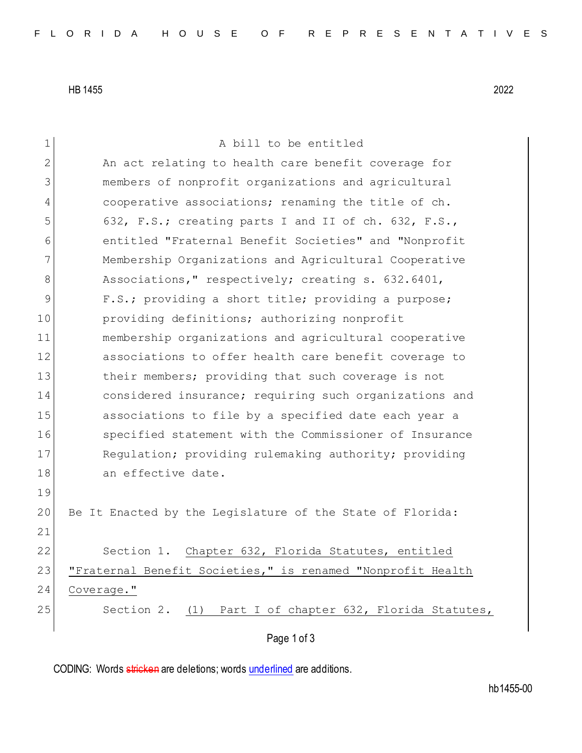HB 1455 2022

A bill to be entitled

An act relating to health care benefit coverage for members of nonprofit organizations and agricultural cooperative associations; renaming the title of ch. 632, F.S.; creating parts I and II of ch. 632, F.S., entitled "Fraternal Benefit Societies" and "Nonprofit Membership Organizations and Agricultural Cooperative Associations," respectively; creating s. 632.6401, F.S.; providing a short title; providing a purpose; providing definitions; authorizing nonprofit membership organizations and agricultural cooperative associations to offer health care benefit coverage to their members; providing that such coverage is not considered insurance; requiring such organizations and associations to file by a specified date each year a specified statement with the Commissioner of Insurance Regulation; providing rulemaking authority; providing an effective date.

Be It Enacted by the Legislature of the State of Florida:

Section 1. Chapter 632, Florida Statutes, entitled "Fraternal Benefit Societies," is renamed "Nonprofit Health Coverage."

Section 2. (1) Part I of chapter 632, Florida Statutes,

CODING: Words stricken are deletions; words underlined are additions.

hb1455-00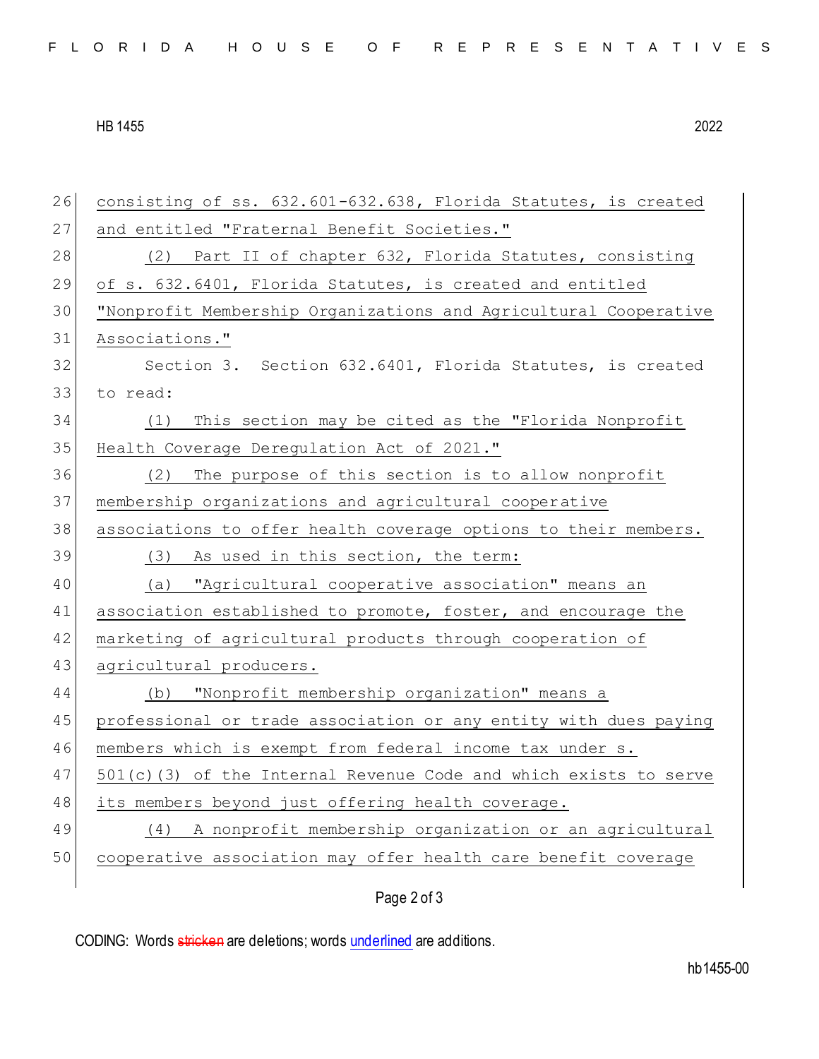consisting of ss. 632.601-632.638, Florida Statutes, is created and entitled "Fraternal Benefit Societies."

(2) Part II of chapter 632, Florida Statutes, consisting of s. 632.6401, Florida Statutes, is created and entitled "Nonprofit Membership Organizations and Agricultural Cooperative Associations."

Section 3. Section 632.6401, Florida Statutes, is created to read:

(1) This section may be cited as the "Florida Nonprofit Health Coverage Deregulation Act of 2021."

(2) The purpose of this section is to allow nonprofit membership organizations and agricultural cooperative associations to offer health coverage options to their members.

(3) As used in this section, the term:

(a) "Agricultural cooperative association" means an association established to promote, foster, and encourage the marketing of agricultural products through cooperation of agricultural producers.

(b) "Nonprofit membership organization" means a professional or trade association or any entity with dues paying members which is exempt from federal income tax under s. 501(c)(3) of the Internal Revenue Code and which exists to serve its members beyond just offering health coverage.

(4) A nonprofit membership organization or an agricultural cooperative association may offer health care benefit coverage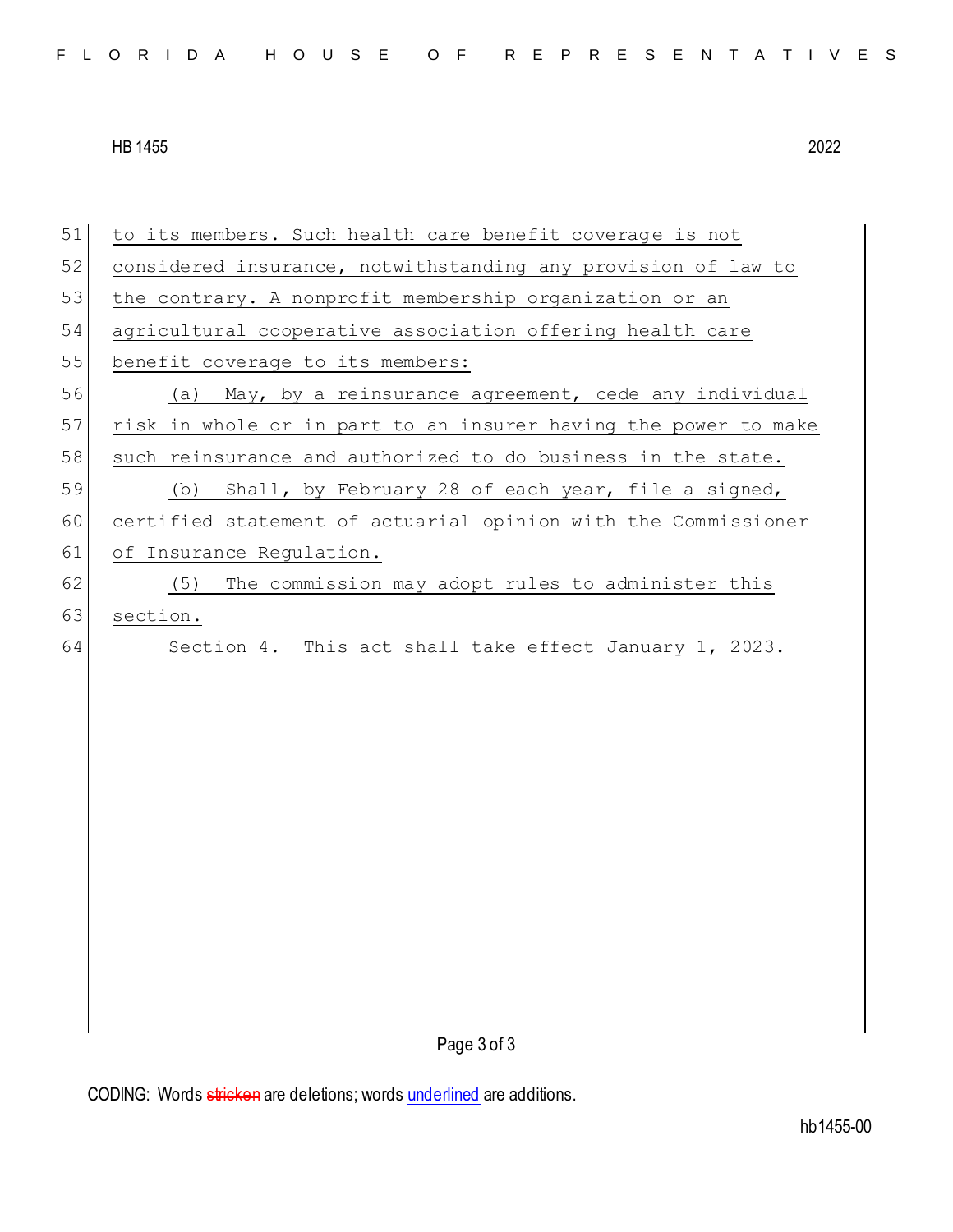to its members. Such health care benefit coverage is not considered insurance, notwithstanding any provision of law to the contrary. A nonprofit membership organization or an agricultural cooperative association offering health care benefit coverage to its members:

(a) May, by a reinsurance agreement, cede any individual risk in whole or in part to an insurer having the power to make such reinsurance and authorized to do business in the state.

(b) Shall, by February 28 of each year, file a signed, certified statement of actuarial opinion with the Commissioner of Insurance Regulation.

(5) The commission may adopt rules to administer this section.

Section 4. This act shall take effect January 1, 2023.